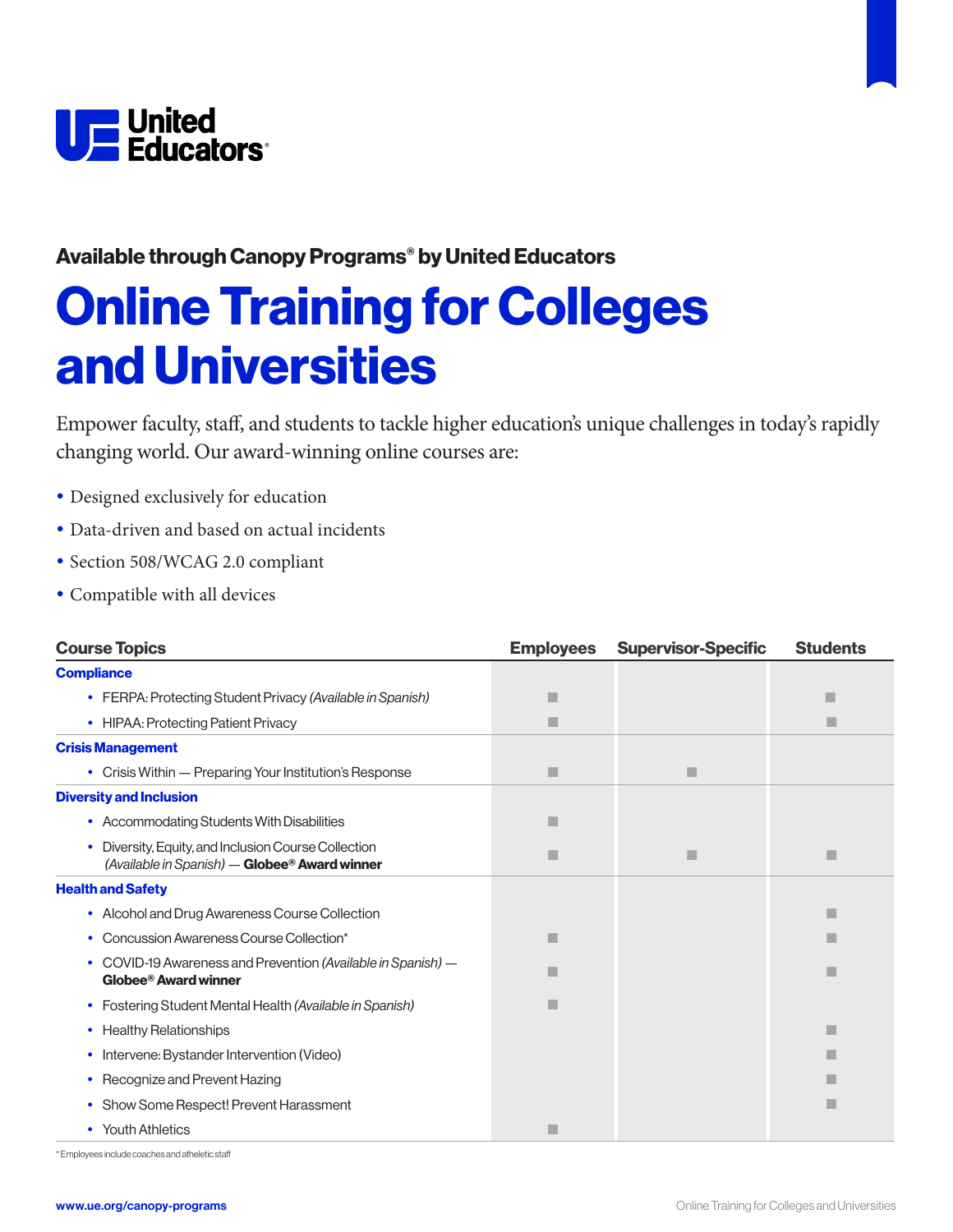United Educators

**Available through Canopy Programs® by United Educators**

# Online Training for Colleges and Universities

Empower faculty, staff, and students to tackle higher education's unique challenges in today's rapidly changing world. Our award-winning online courses are:

- Designed exclusively for education
- Data-driven and based on actual incidents
- Section 508/WCAG 2.0 compliant
- Compatible with all devices

| Course Topics | Employees | Supervisor-Specific | Students |
| --- | --- | --- | --- |
| **Compliance** | | | |
| • FERPA: Protecting Student Privacy *(Available in Spanish)* | ■ | | ■ |
| • HIPAA: Protecting Patient Privacy | ■ | | ■ |
| **Crisis Management** | | | |
| • Crisis Within — Preparing Your Institution's Response | ■ | ■ | |
| **Diversity and Inclusion** | | | |
| • Accommodating Students With Disabilities | ■ | | |
| • Diversity, Equity, and Inclusion Course Collection *(Available in Spanish)* — **Globee® Award winner** | ■ | ■ | ■ |
| **Health and Safety** | | | |
| • Alcohol and Drug Awareness Course Collection | | | ■ |
| • Concussion Awareness Course Collection* | ■ | | ■ |
| • COVID-19 Awareness and Prevention *(Available in Spanish)* — **Globee® Award winner** | ■ | | ■ |
| • Fostering Student Mental Health *(Available in Spanish)* | ■ | | |
| • Healthy Relationships | | | ■ |
| • Intervene: Bystander Intervention (Video) | | | ■ |
| • Recognize and Prevent Hazing | | | ■ |
| • Show Some Respect! Prevent Harassment | | | ■ |
| • Youth Athletics | ■ | | |

* Employees include coaches and atheletic staff

www.ue.org/canopy-programs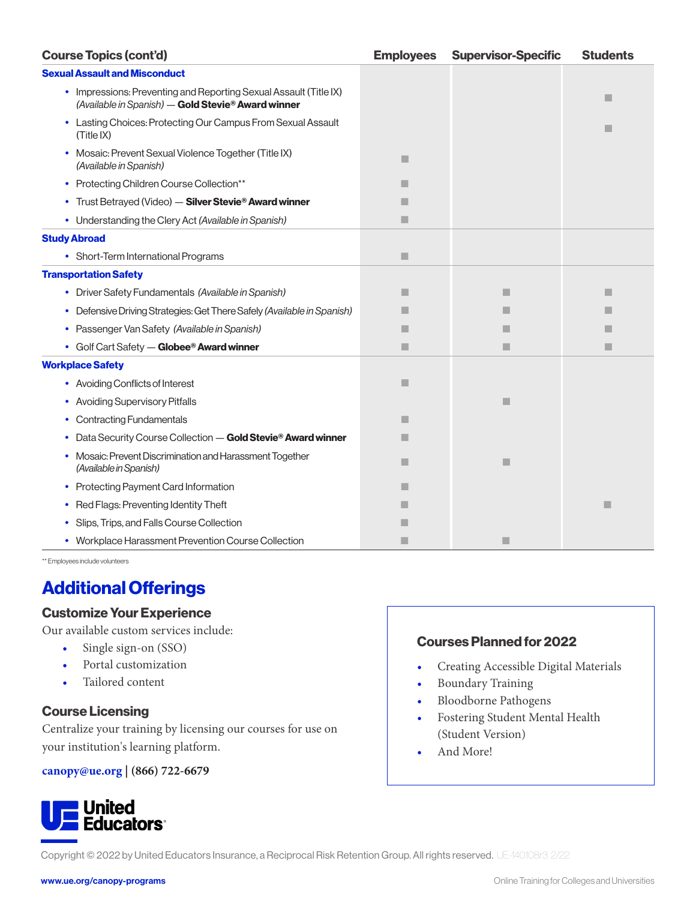| Course Topics (cont'd) | Employees | Supervisor-Specific | Students |
|---|---|---|---|
| **Sexual Assault and Misconduct** | | | |
| • Impressions: Preventing and Reporting Sexual Assault (Title IX) *(Available in Spanish)* — **Gold Stevie® Award winner** | | | ■ |
| • Lasting Choices: Protecting Our Campus From Sexual Assault (Title IX) | | | ■ |
| • Mosaic: Prevent Sexual Violence Together (Title IX) *(Available in Spanish)* | ■ | | |
| • Protecting Children Course Collection** | ■ | | |
| • Trust Betrayed (Video) — **Silver Stevie® Award winner** | ■ | | |
| • Understanding the Clery Act *(Available in Spanish)* | ■ | | |
| **Study Abroad** | | | |
| • Short-Term International Programs | ■ | | |
| **Transportation Safety** | | | |
| • Driver Safety Fundamentals *(Available in Spanish)* | ■ | ■ | ■ |
| • Defensive Driving Strategies: Get There Safely *(Available in Spanish)* | ■ | ■ | ■ |
| • Passenger Van Safety *(Available in Spanish)* | ■ | ■ | ■ |
| • Golf Cart Safety — **Globee® Award winner** | ■ | ■ | ■ |
| **Workplace Safety** | | | |
| • Avoiding Conflicts of Interest | ■ | | |
| • Avoiding Supervisory Pitfalls | | ■ | |
| • Contracting Fundamentals | ■ | | |
| • Data Security Course Collection — **Gold Stevie® Award winner** | ■ | | |
| • Mosaic: Prevent Discrimination and Harassment Together *(Available in Spanish)* | ■ | ■ | |
| • Protecting Payment Card Information | ■ | | |
| • Red Flags: Preventing Identity Theft | ■ | | ■ |
| • Slips, Trips, and Falls Course Collection | ■ | | |
| • Workplace Harassment Prevention Course Collection | ■ | ■ | |

** Employees include volunteers

# Additional Offerings

## Customize Your Experience

Our available custom services include:

- Single sign-on (SSO)
- Portal customization
- Tailored content

## Course Licensing

Centralize your training by licensing our courses for use on your institution's learning platform.

**canopy@ue.org | (866) 722-6679**

## Courses Planned for 2022

- Creating Accessible Digital Materials
- Boundary Training
- Bloodborne Pathogens
- Fostering Student Mental Health (Student Version)
- And More!

United Educators

Copyright © 2022 by United Educators Insurance, a Reciprocal Risk Retention Group. All rights reserved. UE-140108r3 2/22

www.ue.org/canopy-programs

Online Training for Colleges and Universities